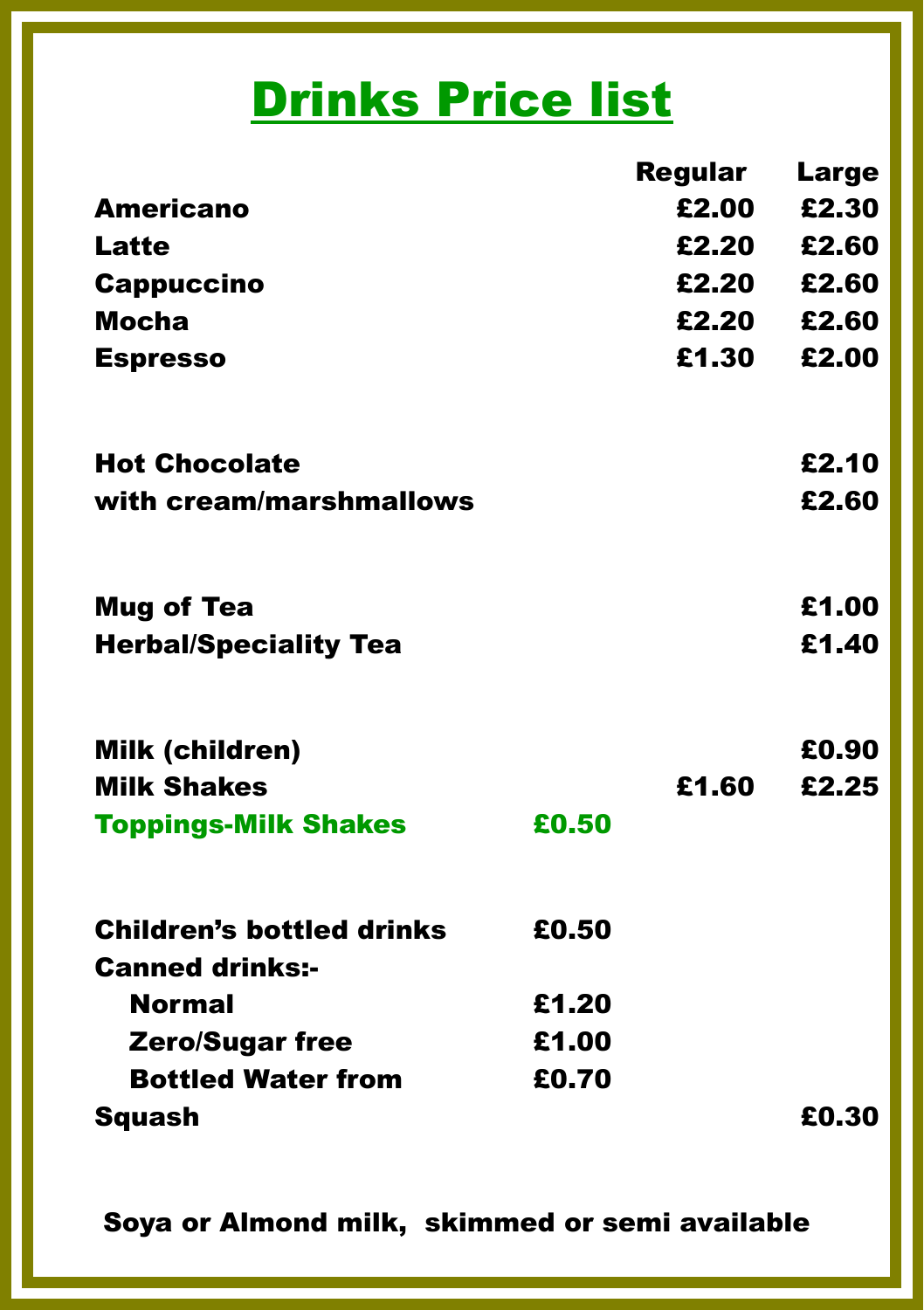# Drinks Price list

| | | Regular | Large |
|---|---|---|---|
| **Americano** | | **£2.00** | **£2.30** |
| **Latte** | | **£2.20** | **£2.60** |
| **Cappuccino** | | **£2.20** | **£2.60** |
| **Mocha** | | **£2.20** | **£2.60** |
| **Espresso** | | **£1.30** | **£2.00** |
| | | | |
| **Hot Chocolate** | | | **£2.10** |
| **with cream/marshmallows** | | | **£2.60** |
| | | | |
| **Mug of Tea** | | | **£1.00** |
| **Herbal/Speciality Tea** | | | **£1.40** |
| | | | |
| **Milk (children)** | | | **£0.90** |
| **Milk Shakes** | | **£1.60** | **£2.25** |
| **Toppings-Milk Shakes** | **£0.50** | | |
| | | | |
| **Children's bottled drinks** | **£0.50** | | |
| **Canned drinks:-** | | | |
| **Normal** | **£1.20** | | |
| **Zero/Sugar free** | **£1.00** | | |
| **Bottled Water from** | **£0.70** | | |
| **Squash** | | | **£0.30** |

**Soya or Almond milk, skimmed or semi available**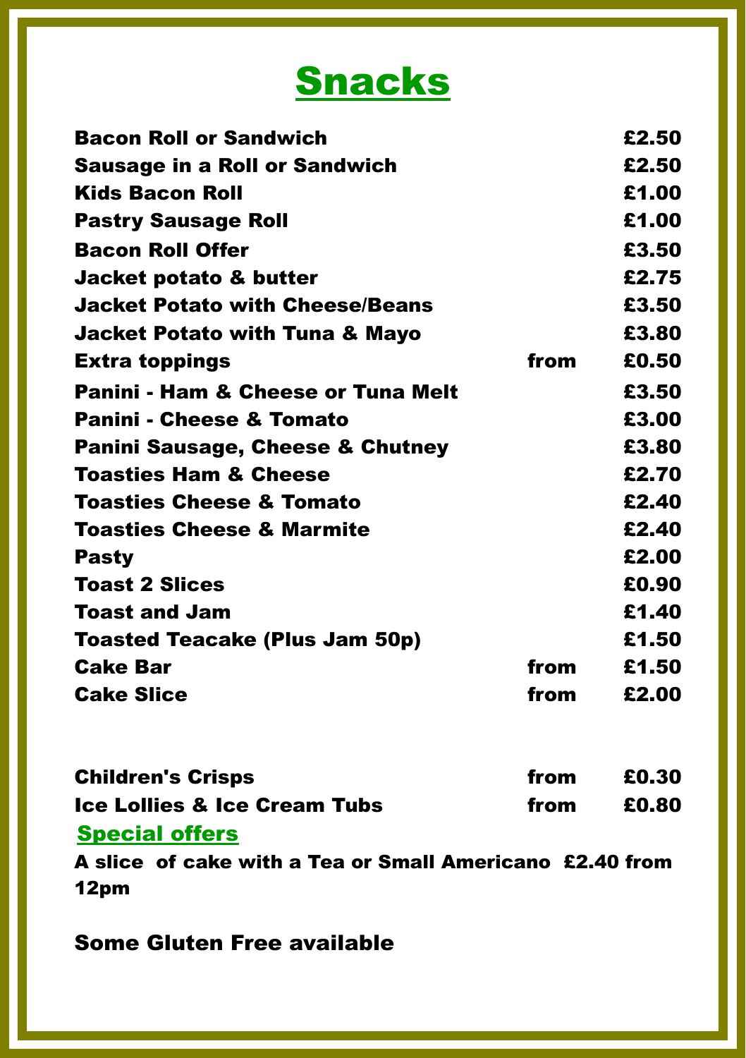# Snacks

| | | |
|---|---|---|
| Bacon Roll or Sandwich | | £2.50 |
| Sausage in a Roll or Sandwich | | £2.50 |
| Kids Bacon Roll | | £1.00 |
| Pastry Sausage Roll | | £1.00 |
| Bacon Roll Offer | | £3.50 |
| Jacket potato & butter | | £2.75 |
| Jacket Potato with Cheese/Beans | | £3.50 |
| Jacket Potato with Tuna & Mayo | | £3.80 |
| Extra toppings | from | £0.50 |
| Panini - Ham & Cheese or Tuna Melt | | £3.50 |
| Panini - Cheese & Tomato | | £3.00 |
| Panini Sausage, Cheese & Chutney | | £3.80 |
| Toasties Ham & Cheese | | £2.70 |
| Toasties Cheese & Tomato | | £2.40 |
| Toasties Cheese & Marmite | | £2.40 |
| Pasty | | £2.00 |
| Toast 2 Slices | | £0.90 |
| Toast and Jam | | £1.40 |
| Toasted Teacake (Plus Jam 50p) | | £1.50 |
| Cake Bar | from | £1.50 |
| Cake Slice | from | £2.00 |
| Children's Crisps | from | £0.30 |
| Ice Lollies & Ice Cream Tubs | from | £0.80 |

## Special offers

**A slice of cake with a Tea or Small Americano £2.40 from 12pm**

**Some Gluten Free available**